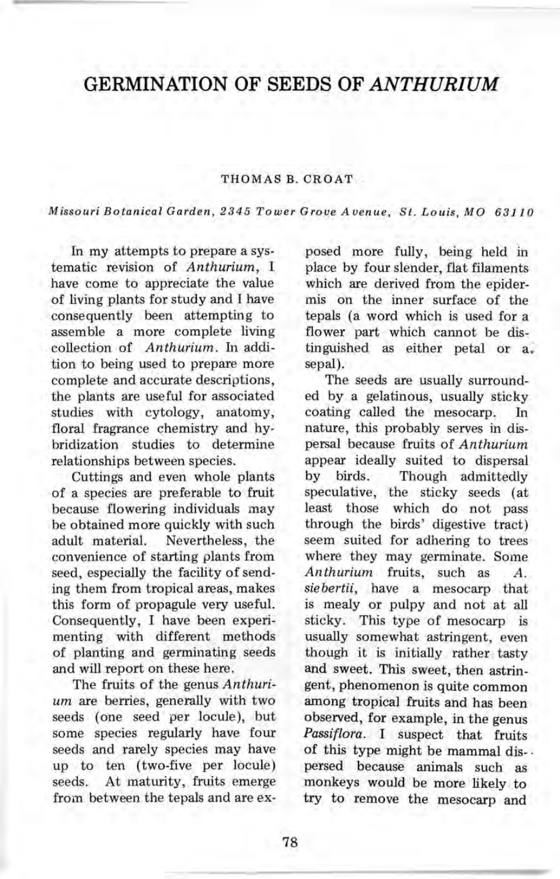# GERMINATION OF SEEDS OF *ANTHURIUM*

THOMAS B. CROAT

*Missouri Botanical Garden, 2345 Tower Grove Avenue, St. Louis, MO 63110*

In my attempts to prepare a systematic revision of *Anthurium*, I have come to appreciate the value of living plants for study and I have consequently been attempting to assemble a more complete living collection of *Anthurium*. In addition to being used to prepare more complete and accurate descriptions, the plants are useful for associated studies with cytology, anatomy, floral fragrance chemistry and hybridization studies to determine relationships between species.

Cuttings and even whole plants of a species are preferable to fruit because flowering individuals may be obtained more quickly with such adult material. Nevertheless, the convenience of starting plants from seed, especially the facility of sending them from tropical areas, makes this form of propagule very useful. Consequently, I have been experimenting with different methods of planting and germinating seeds and will report on these here.

The fruits of the genus *Anthurium* are berries, generally with two seeds (one seed per locule), but some species regularly have four seeds and rarely species may have up to ten (two-five per locule) seeds. At maturity, fruits emerge from between the tepals and are exposed more fully, being held in place by four slender, flat filaments which are derived from the epidermis on the inner surface of the tepals (a word which is used for a flower part which cannot be distinguished as either petal or a sepal).

The seeds are usually surrounded by a gelatinous, usually sticky coating called the mesocarp. In nature, this probably serves in dispersal because fruits of *Anthurium* appear ideally suited to dispersal by birds. Though admittedly speculative, the sticky seeds (at least those which do not pass through the birds' digestive tract) seem suited for adhering to trees where they may germinate. Some *Anthurium* fruits, such as *A. siebertii*, have a mesocarp that is mealy or pulpy and not at all sticky. This type of mesocarp is usually somewhat astringent, even though it is initially rather tasty and sweet. This sweet, then astringent, phenomenon is quite common among tropical fruits and has been observed, for example, in the genus *Passiflora*. I suspect that fruits of this type might be mammal dispersed because animals such as monkeys would be more likely to try to remove the mesocarp and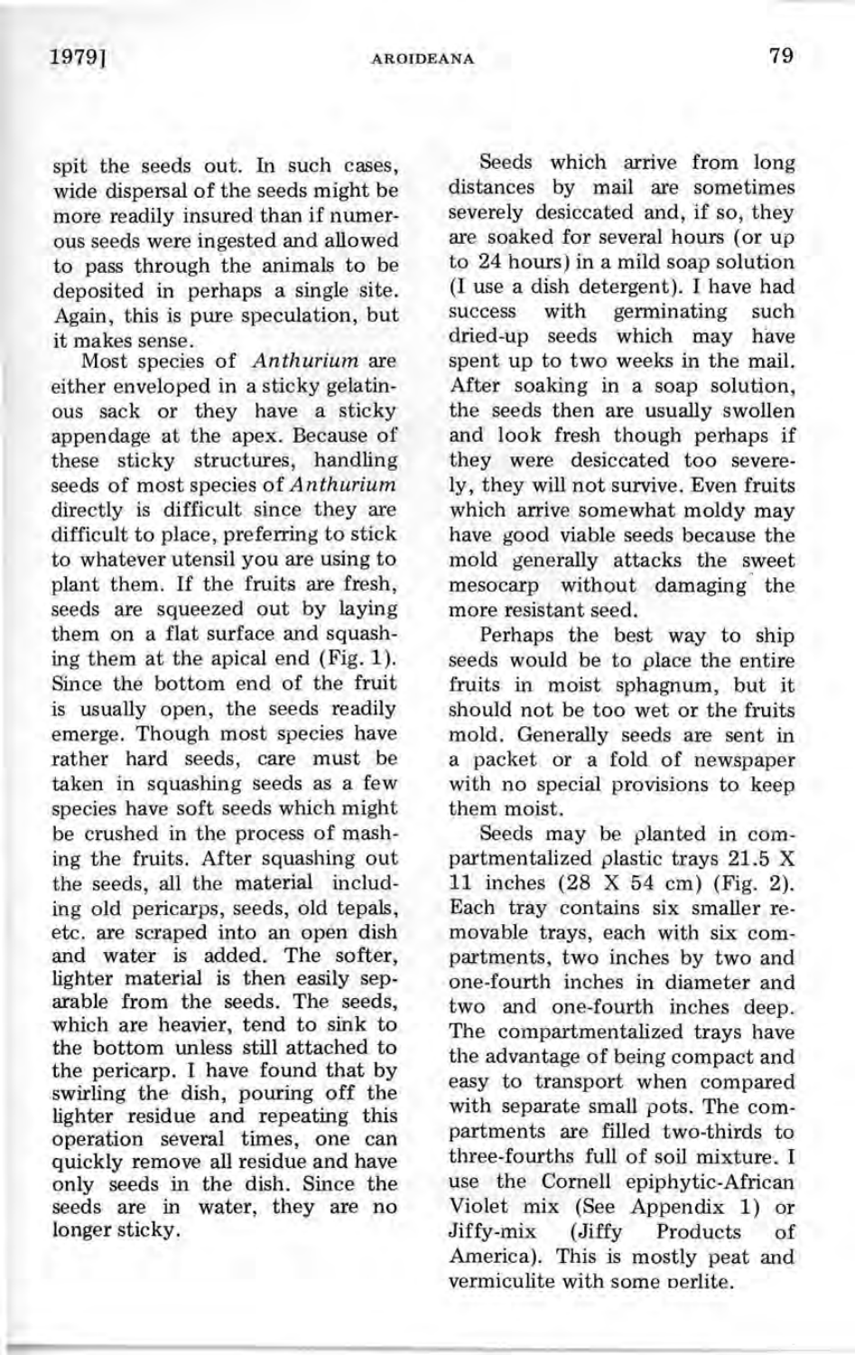spit the seeds out. In such cases, wide dispersal of the seeds might be more readily insured than if numerous seeds were ingested and allowed to pass through the animals to be deposited in perhaps a single site. Again, this is pure speculation, but it makes sense.

Most species of *Anthurium* are either enveloped in a sticky gelatinous sack or they have a sticky appendage at the apex. Because of these sticky structures, handling seeds of most species of *Anthurium* directly is difficult since they are difficult to place, preferring to stick to whatever utensil you are using to plant them. If the fruits are fresh, seeds are squeezed out by laying them on a flat surface and squashing them at the apical end (Fig. 1). Since the bottom end of the fruit is usually open, the seeds readily emerge. Though most species have rather hard seeds, care must be taken in squashing seeds as a few species have soft seeds which might be crushed in the process of mashing the fruits. After squashing out the seeds, all the material including old pericarps, seeds, old tepals, etc. are scraped into an open dish and water is added. The softer, lighter material is then easily separable from the seeds. The seeds, which are heavier, tend to sink to the bottom unless still attached to the pericarp. I have found that by swirling the dish, pouring off the lighter residue and repeating this operation several times, one can quickly remove all residue and have only seeds in the dish. Since the seeds are in water, they are no longer sticky.

Seeds which arrive from long distances by mail are sometimes severely desiccated and, if so, they are soaked for several hours (or up to 24 hours) in a mild soap solution (I use a dish detergent). I have had success with germinating such dried-up seeds which may have spent up to two weeks in the mail. After soaking in a soap solution, the seeds then are usually swollen and look fresh though perhaps if they were desiccated too severely, they will not survive. Even fruits which arrive somewhat moldy may have good viable seeds because the mold generally attacks the sweet mesocarp without damaging the more resistant seed.

Perhaps the best way to ship seeds would be to place the entire fruits in moist sphagnum, but it should not be too wet or the fruits mold. Generally seeds are sent in a packet or a fold of newspaper with no special provisions to keep them moist.

Seeds may be planted in compartmentalized plastic trays 21.5 X 11 inches (28 X 54 cm) (Fig. 2). Each tray contains six smaller removable trays, each with six compartments, two inches by two and one-fourth inches in diameter and two and one-fourth inches deep. The compartmentalized trays have the advantage of being compact and easy to transport when compared with separate small pots. The compartments are filled two-thirds to three-fourths full of soil mixture. I use the Cornell epiphytic-African Violet mix (See Appendix 1) or Jiffy-mix (Jiffy Products of America). This is mostly peat and vermiculite with some perlite.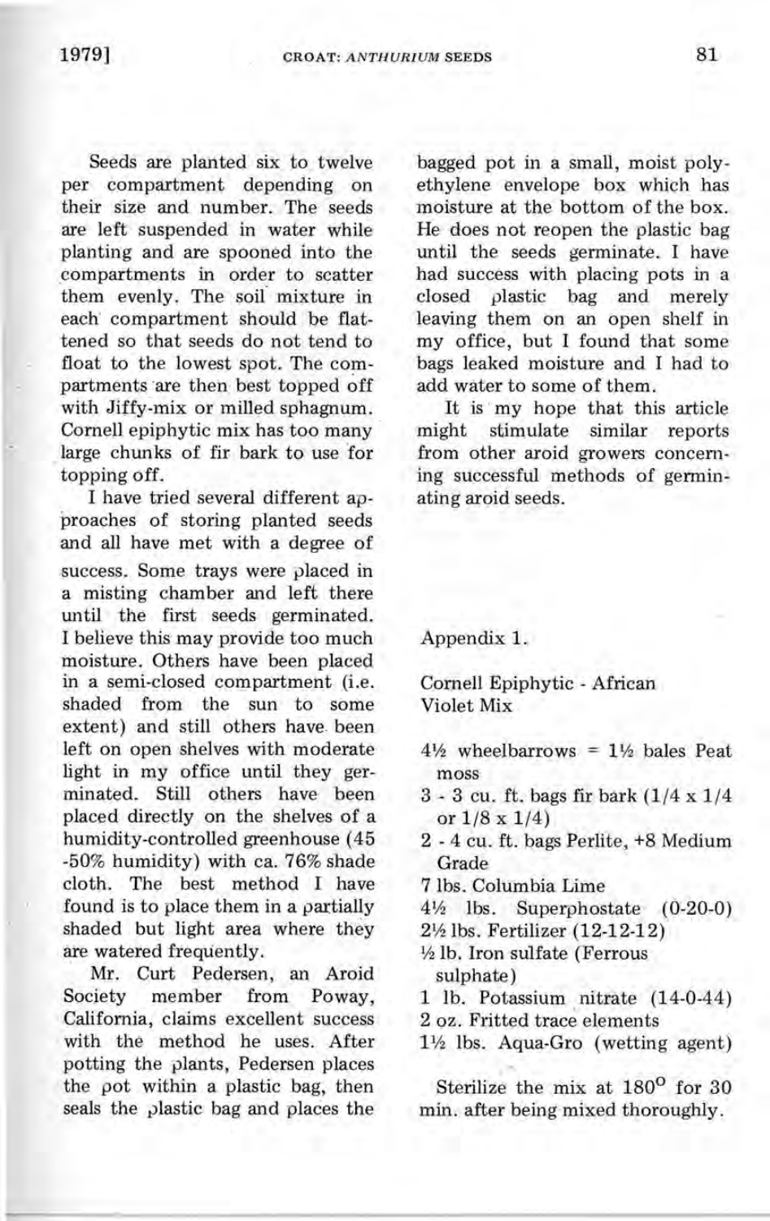Seeds are planted six to twelve per compartment depending on their size and number. The seeds are left suspended in water while planting and are spooned into the compartments in order to scatter them evenly. The soil mixture in each compartment should be flattened so that seeds do not tend to float to the lowest spot. The compartments are then best topped off with Jiffy-mix or milled sphagnum. Cornell epiphytic mix has too many large chunks of fir bark to use for topping off.

I have tried several different approaches of storing planted seeds and all have met with a degree of success. Some trays were placed in a misting chamber and left there until the first seeds germinated. I believe this may provide too much moisture. Others have been placed in a semi-closed compartment (i.e. shaded from the sun to some extent) and still others have been left on open shelves with moderate light in my office until they germinated. Still others have been placed directly on the shelves of a humidity-controlled greenhouse (45 -50% humidity) with ca. 76% shade cloth. The best method I have found is to place them in a partially shaded but light area where they are watered frequently.

Mr. Curt Pedersen, an Aroid Society member from Poway, California, claims excellent success with the method he uses. After potting the plants, Pedersen places the pot within a plastic bag, then seals the plastic bag and places the bagged pot in a small, moist polyethylene envelope box which has moisture at the bottom of the box. He does not reopen the plastic bag until the seeds germinate. I have had success with placing pots in a closed plastic bag and merely leaving them on an open shelf in my office, but I found that some bags leaked moisture and I had to add water to some of them.

It is my hope that this article might stimulate similar reports from other aroid growers concerning successful methods of germinating aroid seeds.

Appendix 1.

Cornell Epiphytic - African Violet Mix

- 4½ wheelbarrows = 1½ bales Peat moss
- 3 - 3 cu. ft. bags fir bark (1/4 x 1/4 or 1/8 x 1/4)
- 2 - 4 cu. ft. bags Perlite, +8 Medium Grade
- 7 lbs. Columbia Lime
- 4½ lbs. Superphostate (0-20-0)
- 2½ lbs. Fertilizer (12-12-12)
- ½ lb. Iron sulfate (Ferrous sulphate)
- 1 lb. Potassium nitrate (14-0-44)
- 2 oz. Fritted trace elements
- 1½ lbs. Aqua-Gro (wetting agent)

Sterilize the mix at 180° for 30 min. after being mixed thoroughly.